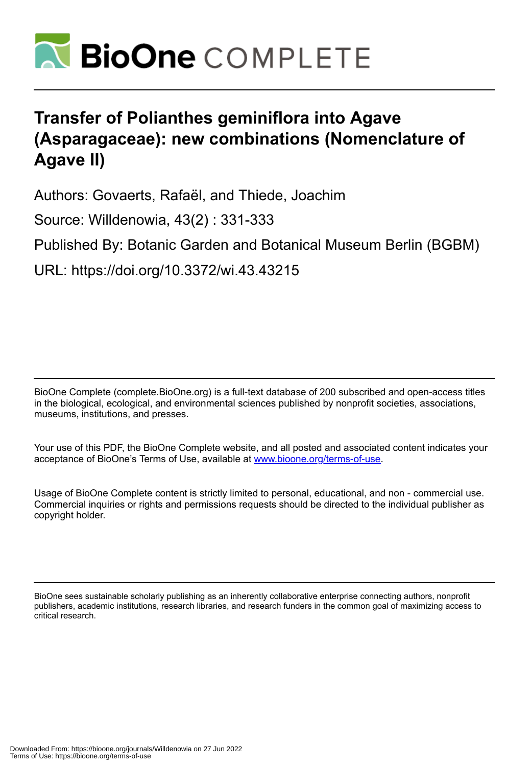# BioOne COMPLETE

# Transfer of Polianthes geminiflora into Agave (Asparagaceae): new combinations (Nomenclature of Agave II)

Authors: Govaerts, Rafaël, and Thiede, Joachim

Source: Willdenowia, 43(2) : 331-333

Published By: Botanic Garden and Botanical Museum Berlin (BGBM)

URL: https://doi.org/10.3372/wi.43.43215

BioOne Complete (complete.BioOne.org) is a full-text database of 200 subscribed and open-access titles in the biological, ecological, and environmental sciences published by nonprofit societies, associations, museums, institutions, and presses.

Your use of this PDF, the BioOne Complete website, and all posted and associated content indicates your acceptance of BioOne's Terms of Use, available at www.bioone.org/terms-of-use.

Usage of BioOne Complete content is strictly limited to personal, educational, and non - commercial use. Commercial inquiries or rights and permissions requests should be directed to the individual publisher as copyright holder.

BioOne sees sustainable scholarly publishing as an inherently collaborative enterprise connecting authors, nonprofit publishers, academic institutions, research libraries, and research funders in the common goal of maximizing access to critical research.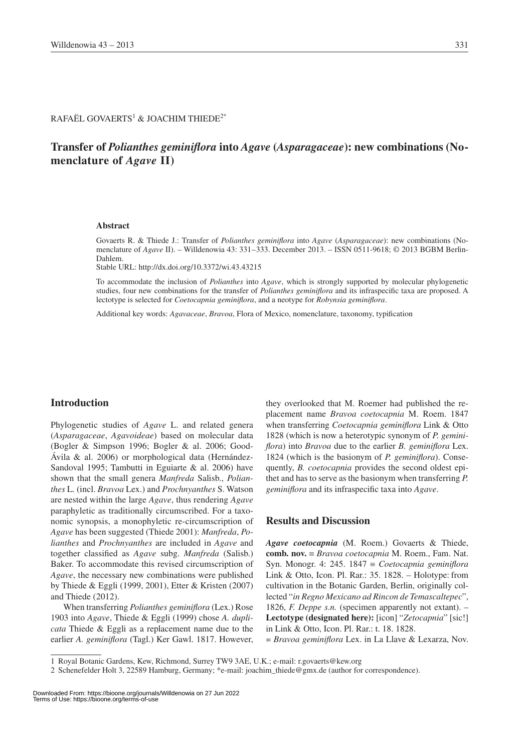RAFAËL GOVAERTS[1] & JOACHIM THIEDE[2*]

# Transfer of *Polianthes geminiflora* into *Agave* (*Asparagaceae*): new combinations (Nomenclature of *Agave* II)

### Abstract

Govaerts R. & Thiede J.: Transfer of *Polianthes geminiflora* into *Agave* (*Asparagaceae*): new combinations (Nomenclature of *Agave* II). – Willdenowia 43: 331–333. December 2013. – ISSN 0511-9618; © 2013 BGBM Berlin-Dahlem.
Stable URL: http://dx.doi.org/10.3372/wi.43.43215

To accommodate the inclusion of *Polianthes* into *Agave*, which is strongly supported by molecular phylogenetic studies, four new combinations for the transfer of *Polianthes geminiflora* and its infraspecific taxa are proposed. A lectotype is selected for *Coetocapnia geminiflora*, and a neotype for *Robynsia geminiflora*.

Additional key words: *Agavaceae*, *Bravoa*, Flora of Mexico, nomenclature, taxonomy, typification

## Introduction

Phylogenetic studies of *Agave* L. and related genera (*Asparagaceae*, *Agavoideae*) based on molecular data (Bogler & Simpson 1996; Bogler & al. 2006; Good-Ávila & al. 2006) or morphological data (Hernández-Sandoval 1995; Tambutti in Eguiarte & al. 2006) have shown that the small genera *Manfreda* Salisb., *Polianthes* L. (incl. *Bravoa* Lex.) and *Prochnyanthes* S. Watson are nested within the large *Agave*, thus rendering *Agave* paraphyletic as traditionally circumscribed. For a taxonomic synopsis, a monophyletic re-circumscription of *Agave* has been suggested (Thiede 2001): *Manfreda*, *Polianthes* and *Prochnyanthes* are included in *Agave* and together classified as *Agave* subg. *Manfreda* (Salisb.) Baker. To accommodate this revised circumscription of *Agave*, the necessary new combinations were published by Thiede & Eggli (1999, 2001), Etter & Kristen (2007) and Thiede (2012).

When transferring *Polianthes geminiflora* (Lex.) Rose 1903 into *Agave*, Thiede & Eggli (1999) chose *A. duplicata* Thiede & Eggli as a replacement name due to the earlier *A. geminiflora* (Tagl.) Ker Gawl. 1817. However, they overlooked that M. Roemer had published the replacement name *Bravoa coetocapnia* M. Roem. 1847 when transferring *Coetocapnia geminiflora* Link & Otto 1828 (which is now a heterotypic synonym of *P. geminiflora*) into *Bravoa* due to the earlier *B. geminiflora* Lex. 1824 (which is the basionym of *P. geminiflora*). Consequently, *B. coetocapnia* provides the second oldest epithet and has to serve as the basionym when transferring *P. geminiflora* and its infraspecific taxa into *Agave*.

## Results and Discussion

***Agave coetocapnia*** (M. Roem.) Govaerts & Thiede, **comb. nov.** ≡ *Bravoa coetocapnia* M. Roem., Fam. Nat. Syn. Monogr. 4: 245. 1847 ≡ *Coetocapnia geminiflora* Link & Otto, Icon. Pl. Rar.: 35. 1828. – Holotype: from cultivation in the Botanic Garden, Berlin, originally collected "*in Regno Mexicano ad Rincon de Temascaltepec*", 1826, *F. Deppe s.n.* (specimen apparently not extant). – **Lectotype (designated here):** [icon] "*Zetocapnia*" [sic!] in Link & Otto, Icon. Pl. Rar.: t. 18. 1828.
= *Bravoa geminiflora* Lex. in La Llave & Lexarza, Nov.

1 Royal Botanic Gardens, Kew, Richmond, Surrey TW9 3AE, U.K.; e-mail: r.govaerts@kew.org
2 Schenefelder Holt 3, 22589 Hamburg, Germany; *e-mail: joachim_thiede@gmx.de (author for correspondence).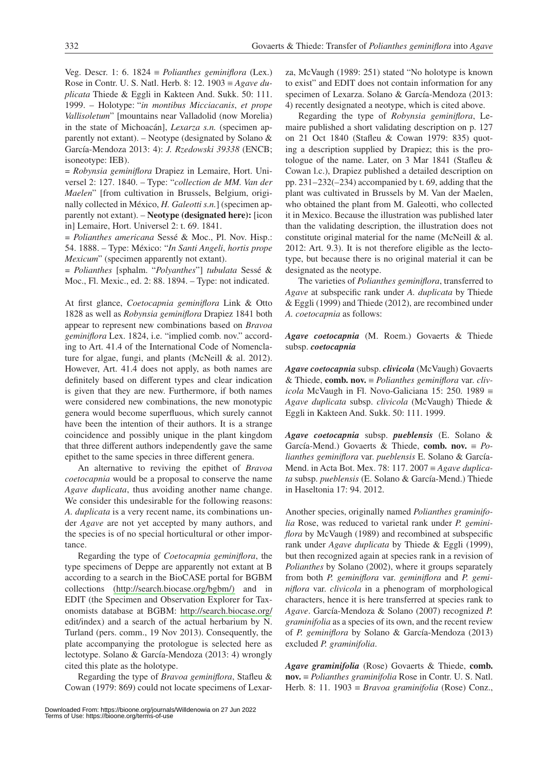Veg. Descr. 1: 6. 1824 ≡ *Polianthes geminiflora* (Lex.) Rose in Contr. U. S. Natl. Herb. 8: 12. 1903 ≡ *Agave duplicata* Thiede & Eggli in Kakteen And. Sukk. 50: 111. 1999. – Holotype: "*in montibus Micciacanis*, *et prope Vallisoletum*" [mountains near Valladolid (now Morelia) in the state of Michoacán], *Lexarza s.n.* (specimen apparently not extant). – Neotype (designated by Solano & García-Mendoza 2013: 4): *J. Rzedowski 39338* (ENCB; isoneotype: IEB).

= *Robynsia geminiflora* Drapiez in Lemaire, Hort. Universel 2: 127. 1840. – Type: "*collection de MM. Van der Maelen*" [from cultivation in Brussels, Belgium, originally collected in México, *H. Galeotti s.n.*] (specimen apparently not extant). – **Neotype (designated here):** [icon in] Lemaire, Hort. Universel 2: t. 69. 1841.

= *Polianthes americana* Sessé & Moc., Pl. Nov. Hisp.: 54. 1888. – Type: México: "*In Santi Angeli*, *hortis prope Mexicum*" (specimen apparently not extant).

= *Polianthes* [sphalm. "*Polyanthes*"] *tubulata* Sessé & Moc., Fl. Mexic., ed. 2: 88. 1894. – Type: not indicated.

At first glance, *Coetocapnia geminiflora* Link & Otto 1828 as well as *Robynsia geminiflora* Drapiez 1841 both appear to represent new combinations based on *Bravoa geminiflora* Lex. 1824, i.e. "implied comb. nov." according to Art. 41.4 of the International Code of Nomenclature for algae, fungi, and plants (McNeill & al. 2012). However, Art. 41.4 does not apply, as both names are definitely based on different types and clear indication is given that they are new. Furthermore, if both names were considered new combinations, the new monotypic genera would become superfluous, which surely cannot have been the intention of their authors. It is a strange coincidence and possibly unique in the plant kingdom that three different authors independently gave the same epithet to the same species in three different genera.

An alternative to reviving the epithet of *Bravoa coetocapnia* would be a proposal to conserve the name *Agave duplicata*, thus avoiding another name change. We consider this undesirable for the following reasons: *A. duplicata* is a very recent name, its combinations under *Agave* are not yet accepted by many authors, and the species is of no special horticultural or other importance.

Regarding the type of *Coetocapnia geminiflora*, the type specimens of Deppe are apparently not extant at B according to a search in the BioCASE portal for BGBM collections (http://search.biocase.org/bgbm/) and in EDIT (the Specimen and Observation Explorer for Taxonomists database at BGBM: http://search.biocase.org/edit/index) and a search of the actual herbarium by N. Turland (pers. comm., 19 Nov 2013). Consequently, the plate accompanying the protologue is selected here as lectotype. Solano & García-Mendoza (2013: 4) wrongly cited this plate as the holotype.

Regarding the type of *Bravoa geminiflora*, Stafleu & Cowan (1979: 869) could not locate specimens of Lexarza, McVaugh (1989: 251) stated "No holotype is known to exist" and EDIT does not contain information for any specimen of Lexarza. Solano & García-Mendoza (2013: 4) recently designated a neotype, which is cited above.

Regarding the type of *Robynsia geminiflora*, Lemaire published a short validating description on p. 127 on 21 Oct 1840 (Stafleu & Cowan 1979: 835) quoting a description supplied by Drapiez; this is the protologue of the name. Later, on 3 Mar 1841 (Stafleu & Cowan l.c.), Drapiez published a detailed description on pp. 231–232(–234) accompanied by t. 69, adding that the plant was cultivated in Brussels by M. Van der Maelen, who obtained the plant from M. Galeotti, who collected it in Mexico. Because the illustration was published later than the validating description, the illustration does not constitute original material for the name (McNeill & al. 2012: Art. 9.3). It is not therefore eligible as the lectotype, but because there is no original material it can be designated as the neotype.

The varieties of *Polianthes geminiflora*, transferred to *Agave* at subspecific rank under *A. duplicata* by Thiede & Eggli (1999) and Thiede (2012), are recombined under *A. coetocapnia* as follows:

***Agave coetocapnia*** (M. Roem.) Govaerts & Thiede subsp. ***coetocapnia***

***Agave coetocapnia*** subsp. ***clivicola*** (McVaugh) Govaerts & Thiede, **comb. nov.** ≡ *Polianthes geminiflora* var. *clivicola* McVaugh in Fl. Novo-Galiciana 15: 250. 1989 ≡ *Agave duplicata* subsp. *clivicola* (McVaugh) Thiede & Eggli in Kakteen And. Sukk. 50: 111. 1999.

***Agave coetocapnia*** subsp. ***pueblensis*** (E. Solano & García-Mend.) Govaerts & Thiede, **comb. nov.** ≡ *Polianthes geminiflora* var. *pueblensis* E. Solano & García-Mend. in Acta Bot. Mex. 78: 117. 2007 ≡ *Agave duplicata* subsp. *pueblensis* (E. Solano & García-Mend.) Thiede in Haseltonia 17: 94. 2012.

Another species, originally named *Polianthes graminifolia* Rose, was reduced to varietal rank under *P. geminiflora* by McVaugh (1989) and recombined at subspecific rank under *Agave duplicata* by Thiede & Eggli (1999), but then recognized again at species rank in a revision of *Polianthes* by Solano (2002), where it groups separately from both *P. geminiflora* var. *geminiflora* and *P. geminiflora* var. *clivicola* in a phenogram of morphological characters, hence it is here transferred at species rank to *Agave*. García-Mendoza & Solano (2007) recognized *P. graminifolia* as a species of its own, and the recent review of *P. geminiflora* by Solano & García-Mendoza (2013) excluded *P. graminifolia*.

***Agave graminifolia*** (Rose) Govaerts & Thiede, **comb. nov.** ≡ *Polianthes graminifolia* Rose in Contr. U. S. Natl. Herb. 8: 11. 1903 ≡ *Bravoa graminifolia* (Rose) Conz.,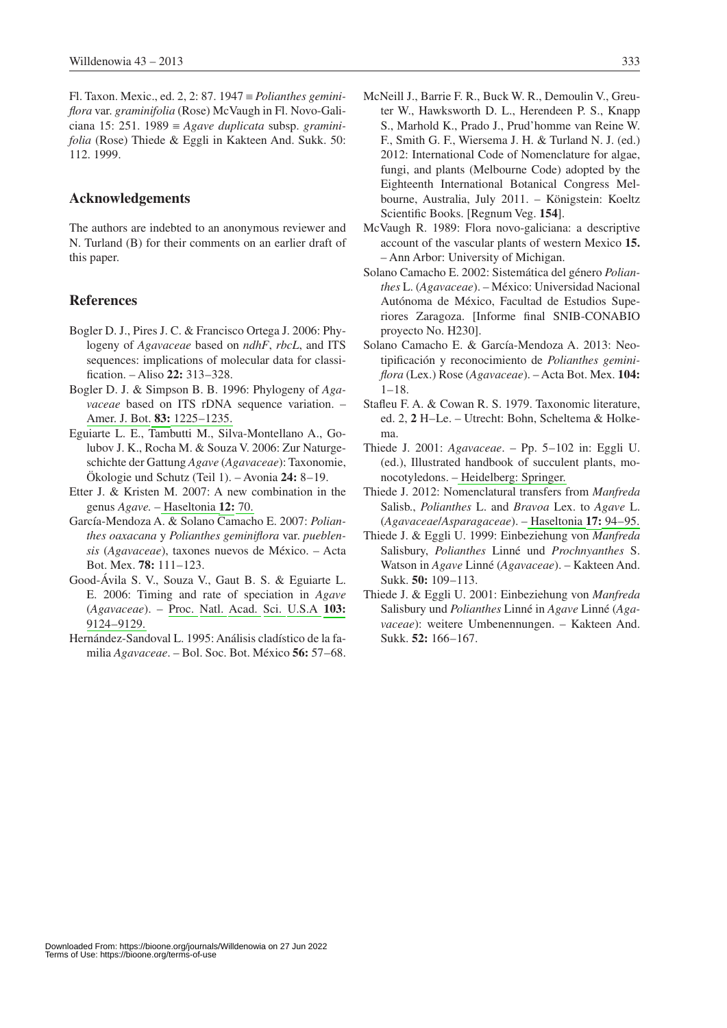Fl. Taxon. Mexic., ed. 2, 2: 87. 1947 ≡ *Polianthes geminiflora* var. *graminifolia* (Rose) McVaugh in Fl. Novo-Galiciana 15: 251. 1989 ≡ *Agave duplicata* subsp. *graminifolia* (Rose) Thiede & Eggli in Kakteen And. Sukk. 50: 112. 1999.

## Acknowledgements

The authors are indebted to an anonymous reviewer and N. Turland (B) for their comments on an earlier draft of this paper.

## References

Bogler D. J., Pires J. C. & Francisco Ortega J. 2006: Phylogeny of *Agavaceae* based on *ndhF*, *rbcL*, and ITS sequences: implications of molecular data for classification. – Aliso **22:** 313–328.

Bogler D. J. & Simpson B. B. 1996: Phylogeny of *Agavaceae* based on ITS rDNA sequence variation. – Amer. J. Bot. **83:** 1225–1235.

Eguiarte L. E., Tambutti M., Silva-Montellano A., Golubov J. K., Rocha M. & Souza V. 2006: Zur Naturgeschichte der Gattung *Agave* (*Agavaceae*): Taxonomie, Ökologie und Schutz (Teil 1). – Avonia **24:** 8–19.

Etter J. & Kristen M. 2007: A new combination in the genus *Agave*. – Haseltonia **12:** 70.

García-Mendoza A. & Solano Camacho E. 2007: *Polianthes oaxacana* y *Polianthes geminiflora* var. *pueblensis* (*Agavaceae*), taxones nuevos de México. – Acta Bot. Mex. **78:** 111–123.

Good-Ávila S. V., Souza V., Gaut B. S. & Eguiarte L. E. 2006: Timing and rate of speciation in *Agave* (*Agavaceae*). – Proc. Natl. Acad. Sci. U.S.A **103:** 9124–9129.

Hernández-Sandoval L. 1995: Análisis cladístico de la familia *Agavaceae*. – Bol. Soc. Bot. México **56:** 57–68.

McNeill J., Barrie F. R., Buck W. R., Demoulin V., Greuter W., Hawksworth D. L., Herendeen P. S., Knapp S., Marhold K., Prado J., Prud'homme van Reine W. F., Smith G. F., Wiersema J. H. & Turland N. J. (ed.) 2012: International Code of Nomenclature for algae, fungi, and plants (Melbourne Code) adopted by the Eighteenth International Botanical Congress Melbourne, Australia, July 2011. – Königstein: Koeltz Scientific Books. [Regnum Veg. **154**].

McVaugh R. 1989: Flora novo-galiciana: a descriptive account of the vascular plants of western Mexico **15.** – Ann Arbor: University of Michigan.

Solano Camacho E. 2002: Sistemática del género *Polianthes* L. (*Agavaceae*). – México: Universidad Nacional Autónoma de México, Facultad de Estudios Superiores Zaragoza. [Informe final SNIB-CONABIO proyecto No. H230].

Solano Camacho E. & García-Mendoza A. 2013: Neotipificación y reconocimiento de *Polianthes geminiflora* (Lex.) Rose (*Agavaceae*). – Acta Bot. Mex. **104:** 1–18.

Stafleu F. A. & Cowan R. S. 1979. Taxonomic literature, ed. 2, **2** H–Le. – Utrecht: Bohn, Scheltema & Holkema.

Thiede J. 2001: *Agavaceae*. – Pp. 5–102 in: Eggli U. (ed.), Illustrated handbook of succulent plants, monocotyledons. – Heidelberg: Springer.

Thiede J. 2012: Nomenclatural transfers from *Manfreda* Salisb., *Polianthes* L. and *Bravoa* Lex. to *Agave* L. (*Agavaceae*/*Asparagaceae*). – Haseltonia **17:** 94–95.

Thiede J. & Eggli U. 1999: Einbeziehung von *Manfreda* Salisbury, *Polianthes* Linné und *Prochnyanthes* S. Watson in *Agave* Linné (*Agavaceae*). – Kakteen And. Sukk. **50:** 109–113.

Thiede J. & Eggli U. 2001: Einbeziehung von *Manfreda* Salisbury und *Polianthes* Linné in *Agave* Linné (*Agavaceae*): weitere Umbenennungen. – Kakteen And. Sukk. **52:** 166–167.